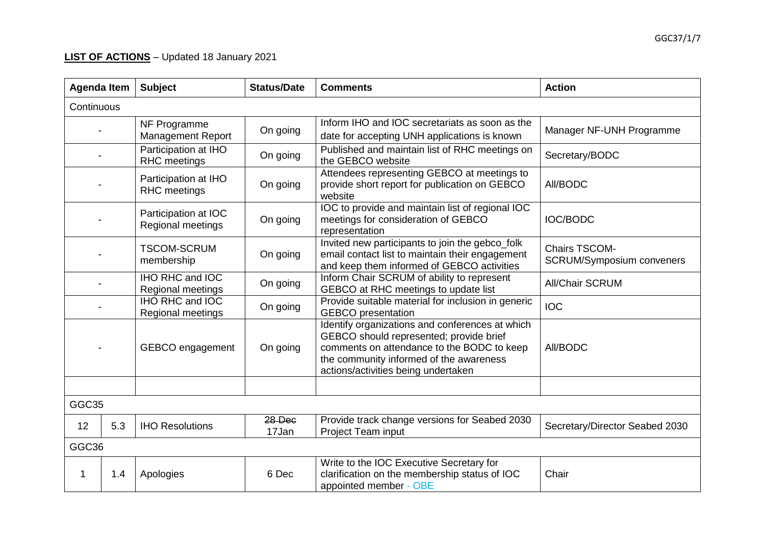**LIST OF ACTIONS** – Updated 18 January 2021

| Agenda Item | | Subject | Status/Date | Comments | Action |
|---|---|---|---|---|---|
| Continuous | | | | | |
| - | | NF Programme Management Report | On going | Inform IHO and IOC secretariats as soon as the date for accepting UNH applications is known | Manager NF-UNH Programme |
| - | | Participation at IHO RHC meetings | On going | Published and maintain list of RHC meetings on the GEBCO website | Secretary/BODC |
| - | | Participation at IHO RHC meetings | On going | Attendees representing GEBCO at meetings to provide short report for publication on GEBCO website | All/BODC |
| - | | Participation at IOC Regional meetings | On going | IOC to provide and maintain list of regional IOC meetings for consideration of GEBCO representation | IOC/BODC |
| - | | TSCOM-SCRUM membership | On going | Invited new participants to join the gebco_folk email contact list to maintain their engagement and keep them informed of GEBCO activities | Chairs TSCOM-SCRUM/Symposium conveners |
| - | | IHO RHC and IOC Regional meetings | On going | Inform Chair SCRUM of ability to represent GEBCO at RHC meetings to update list | All/Chair SCRUM |
| - | | IHO RHC and IOC Regional meetings | On going | Provide suitable material for inclusion in generic GEBCO presentation | IOC |
| - | | GEBCO engagement | On going | Identify organizations and conferences at which GEBCO should represented; provide brief comments on attendance to the BODC to keep the community informed of the awareness actions/activities being undertaken | All/BODC |
| | | | | | |
| GGC35 | | | | | |
| 12 | 5.3 | IHO Resolutions | ~~28 Dec~~ 17Jan | Provide track change versions for Seabed 2030 Project Team input | Secretary/Director Seabed 2030 |
| GGC36 | | | | | |
| 1 | 1.4 | Apologies | 6 Dec | Write to the IOC Executive Secretary for clarification on the membership status of IOC appointed member - OBE | Chair |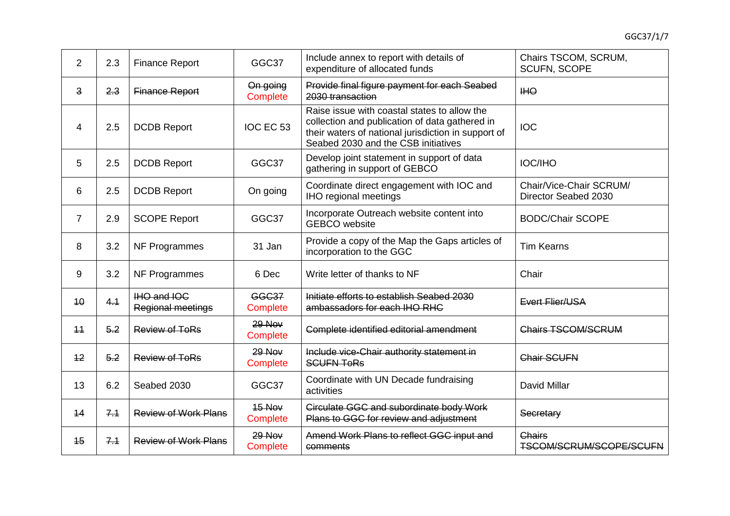| 2 | 2.3 | Finance Report | GGC37 | Include annex to report with details of expenditure of allocated funds | Chairs TSCOM, SCRUM, SCUFN, SCOPE |
|---|---|---|---|---|---|
| ~~3~~ | ~~2.3~~ | ~~Finance Report~~ | ~~On going~~ Complete | ~~Provide final figure payment for each Seabed 2030 transaction~~ | ~~IHO~~ |
| 4 | 2.5 | DCDB Report | IOC EC 53 | Raise issue with coastal states to allow the collection and publication of data gathered in their waters of national jurisdiction in support of Seabed 2030 and the CSB initiatives | IOC |
| 5 | 2.5 | DCDB Report | GGC37 | Develop joint statement in support of data gathering in support of GEBCO | IOC/IHO |
| 6 | 2.5 | DCDB Report | On going | Coordinate direct engagement with IOC and IHO regional meetings | Chair/Vice-Chair SCRUM/ Director Seabed 2030 |
| 7 | 2.9 | SCOPE Report | GGC37 | Incorporate Outreach website content into GEBCO website | BODC/Chair SCOPE |
| 8 | 3.2 | NF Programmes | 31 Jan | Provide a copy of the Map the Gaps articles of incorporation to the GGC | Tim Kearns |
| 9 | 3.2 | NF Programmes | 6 Dec | Write letter of thanks to NF | Chair |
| ~~10~~ | ~~4.1~~ | ~~IHO and IOC Regional meetings~~ | ~~GGC37~~ Complete | ~~Initiate efforts to establish Seabed 2030 ambassadors for each IHO RHC~~ | ~~Evert Flier/USA~~ |
| ~~11~~ | ~~5.2~~ | ~~Review of ToRs~~ | ~~29 Nov~~ Complete | ~~Complete identified editorial amendment~~ | ~~Chairs TSCOM/SCRUM~~ |
| ~~12~~ | ~~5.2~~ | ~~Review of ToRs~~ | ~~29 Nov~~ Complete | ~~Include vice-Chair authority statement in SCUFN ToRs~~ | ~~Chair SCUFN~~ |
| 13 | 6.2 | Seabed 2030 | GGC37 | Coordinate with UN Decade fundraising activities | David Millar |
| ~~14~~ | ~~7.1~~ | ~~Review of Work Plans~~ | ~~15 Nov~~ Complete | ~~Circulate GGC and subordinate body Work Plans to GGC for review and adjustment~~ | ~~Secretary~~ |
| ~~15~~ | ~~7.1~~ | ~~Review of Work Plans~~ | ~~29 Nov~~ Complete | ~~Amend Work Plans to reflect GGC input and comments~~ | ~~Chairs TSCOM/SCRUM/SCOPE/SCUFN~~ |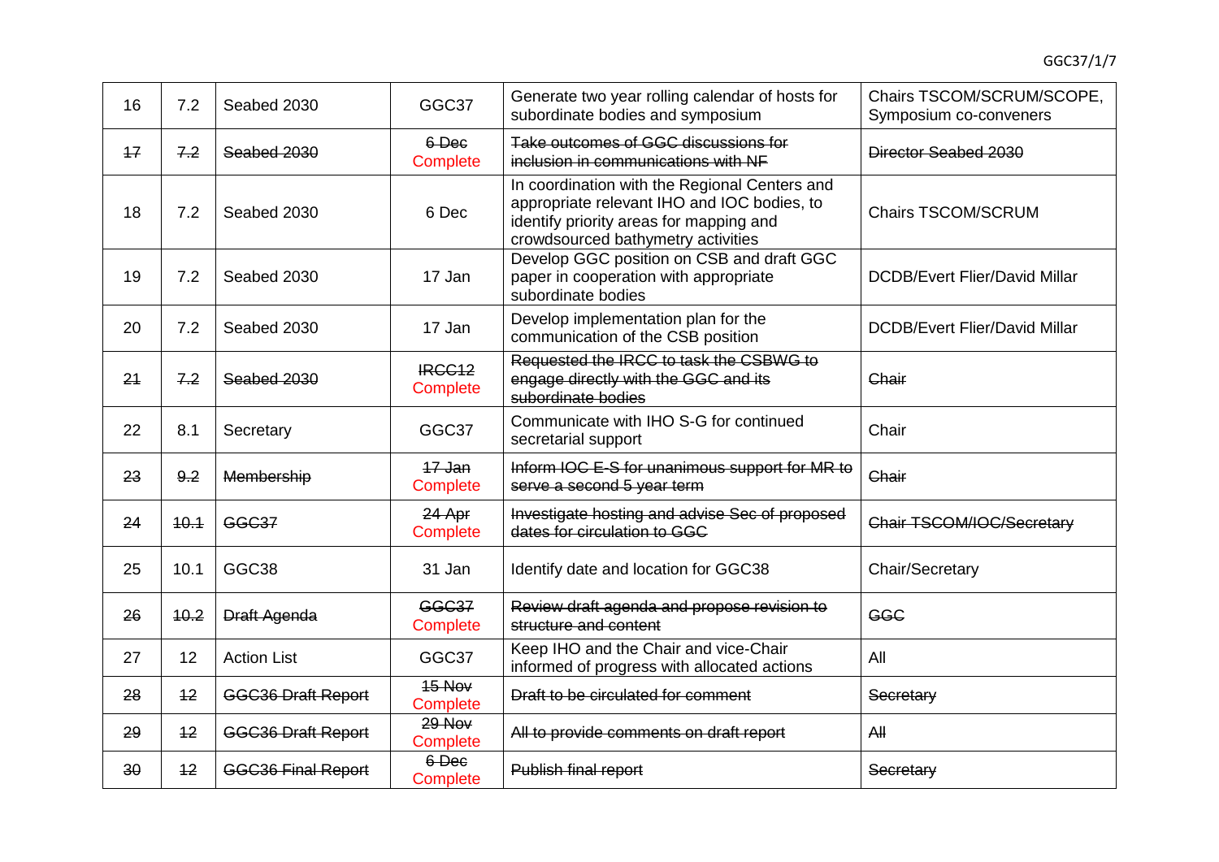| 16 | 7.2 | Seabed 2030 | GGC37 | Generate two year rolling calendar of hosts for subordinate bodies and symposium | Chairs TSCOM/SCRUM/SCOPE, Symposium co-conveners |
|---|---|---|---|---|---|
| ~~17~~ | ~~7.2~~ | ~~Seabed 2030~~ | ~~6 Dec~~ Complete | ~~Take outcomes of GGC discussions for inclusion in communications with NF~~ | ~~Director Seabed 2030~~ |
| 18 | 7.2 | Seabed 2030 | 6 Dec | In coordination with the Regional Centers and appropriate relevant IHO and IOC bodies, to identify priority areas for mapping and crowdsourced bathymetry activities | Chairs TSCOM/SCRUM |
| 19 | 7.2 | Seabed 2030 | 17 Jan | Develop GGC position on CSB and draft GGC paper in cooperation with appropriate subordinate bodies | DCDB/Evert Flier/David Millar |
| 20 | 7.2 | Seabed 2030 | 17 Jan | Develop implementation plan for the communication of the CSB position | DCDB/Evert Flier/David Millar |
| ~~21~~ | ~~7.2~~ | ~~Seabed 2030~~ | ~~IRCC12~~ Complete | ~~Requested the IRCC to task the CSBWG to engage directly with the GGC and its subordinate bodies~~ | ~~Chair~~ |
| 22 | 8.1 | Secretary | GGC37 | Communicate with IHO S-G for continued secretarial support | Chair |
| ~~23~~ | ~~9.2~~ | ~~Membership~~ | ~~17 Jan~~ Complete | ~~Inform IOC E-S for unanimous support for MR to serve a second 5 year term~~ | ~~Chair~~ |
| ~~24~~ | ~~10.1~~ | ~~GGC37~~ | ~~24 Apr~~ Complete | ~~Investigate hosting and advise Sec of proposed dates for circulation to GGC~~ | ~~Chair TSCOM/IOC/Secretary~~ |
| 25 | 10.1 | GGC38 | 31 Jan | Identify date and location for GGC38 | Chair/Secretary |
| ~~26~~ | ~~10.2~~ | ~~Draft Agenda~~ | ~~GGC37~~ Complete | ~~Review draft agenda and propose revision to structure and content~~ | ~~GGC~~ |
| 27 | 12 | Action List | GGC37 | Keep IHO and the Chair and vice-Chair informed of progress with allocated actions | All |
| ~~28~~ | ~~12~~ | ~~GGC36 Draft Report~~ | ~~15 Nov~~ Complete | ~~Draft to be circulated for comment~~ | ~~Secretary~~ |
| ~~29~~ | ~~12~~ | ~~GGC36 Draft Report~~ | ~~29 Nov~~ Complete | ~~All to provide comments on draft report~~ | ~~All~~ |
| ~~30~~ | ~~12~~ | ~~GGC36 Final Report~~ | ~~6 Dec~~ Complete | ~~Publish final report~~ | ~~Secretary~~ |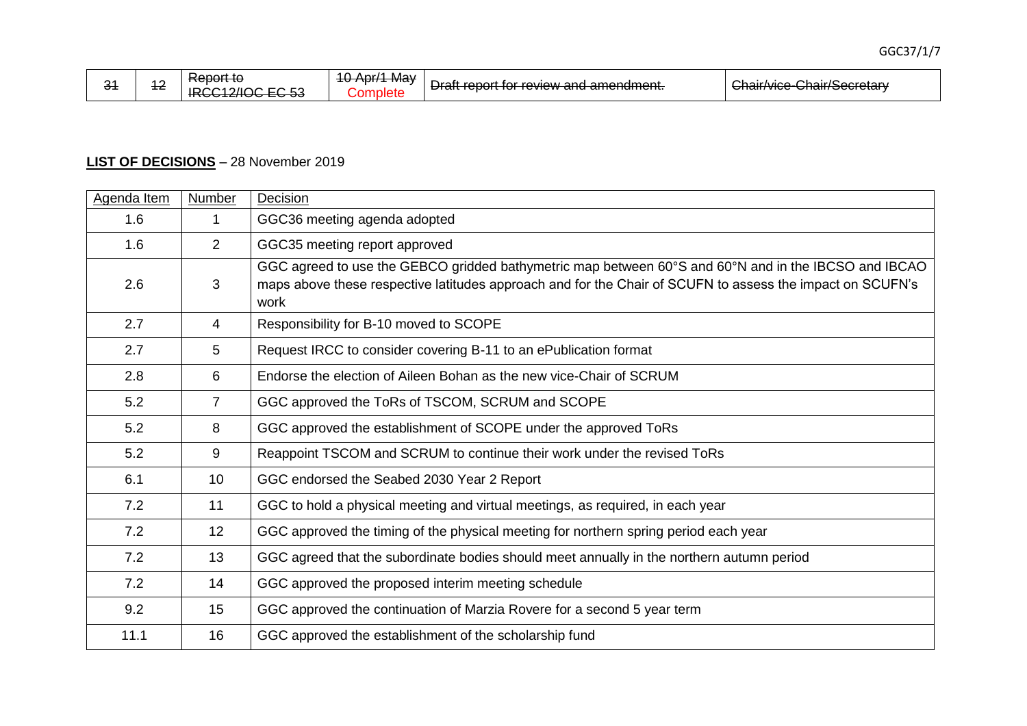| | | | | | |
|---|---|---|---|---|---|
| ~~31~~ | ~~12~~ | ~~Report to IRCC12/IOC EC 53~~ | ~~10 Apr/1 May~~ Complete | ~~Draft report for review and amendment.~~ | ~~Chair/vice-Chair/Secretary~~ |

**LIST OF DECISIONS** – 28 November 2019

| Agenda Item | Number | Decision |
|---|---|---|
| 1.6 | 1 | GGC36 meeting agenda adopted |
| 1.6 | 2 | GGC35 meeting report approved |
| 2.6 | 3 | GGC agreed to use the GEBCO gridded bathymetric map between 60°S and 60°N and in the IBCSO and IBCAO maps above these respective latitudes approach and for the Chair of SCUFN to assess the impact on SCUFN's work |
| 2.7 | 4 | Responsibility for B-10 moved to SCOPE |
| 2.7 | 5 | Request IRCC to consider covering B-11 to an ePublication format |
| 2.8 | 6 | Endorse the election of Aileen Bohan as the new vice-Chair of SCRUM |
| 5.2 | 7 | GGC approved the ToRs of TSCOM, SCRUM and SCOPE |
| 5.2 | 8 | GGC approved the establishment of SCOPE under the approved ToRs |
| 5.2 | 9 | Reappoint TSCOM and SCRUM to continue their work under the revised ToRs |
| 6.1 | 10 | GGC endorsed the Seabed 2030 Year 2 Report |
| 7.2 | 11 | GGC to hold a physical meeting and virtual meetings, as required, in each year |
| 7.2 | 12 | GGC approved the timing of the physical meeting for northern spring period each year |
| 7.2 | 13 | GGC agreed that the subordinate bodies should meet annually in the northern autumn period |
| 7.2 | 14 | GGC approved the proposed interim meeting schedule |
| 9.2 | 15 | GGC approved the continuation of Marzia Rovere for a second 5 year term |
| 11.1 | 16 | GGC approved the establishment of the scholarship fund |